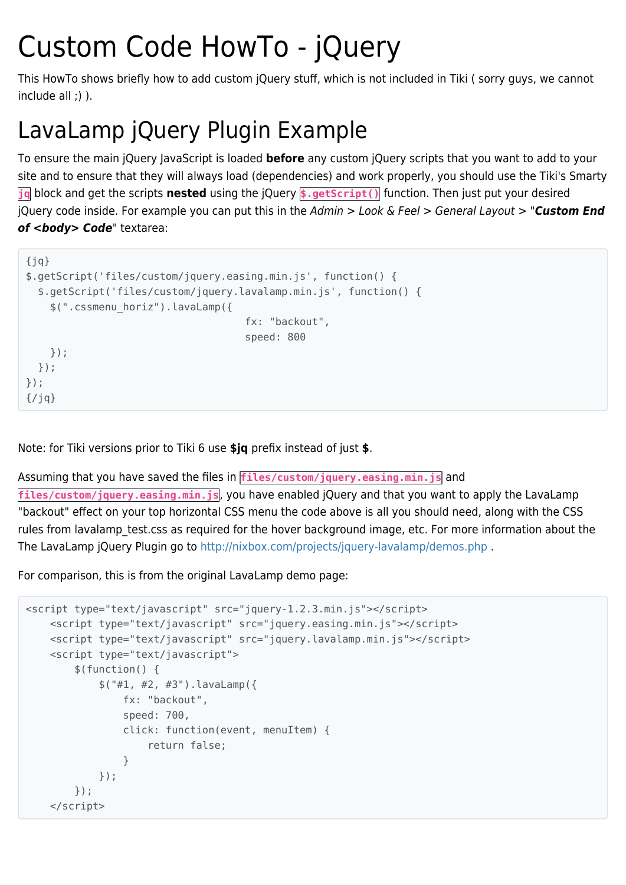# Custom Code HowTo - jQuery

This HowTo shows briefly how to add custom jQuery stuff, which is not included in Tiki ( sorry guys, we cannot include all ;) ).

# LavaLamp jQuery Plugin Example

To ensure the main jQuery JavaScript is loaded **before** any custom jQuery scripts that you want to add to your site and to ensure that they will always load (dependencies) and work properly, you should use the Tiki's Smarty `jq` block and get the scripts **nested** using the jQuery `$.getScript()` function. Then just put your desired jQuery code inside. For example you can put this in the *Admin > Look & Feel > General Layout >* "***Custom End of <body> Code***" textarea:

```
{jq}
$.getScript('files/custom/jquery.easing.min.js', function() {
  $.getScript('files/custom/jquery.lavalamp.min.js', function() {
    $(".cssmenu_horiz").lavaLamp({
                                    fx: "backout",
                                    speed: 800
    });
  });
});
{/jq}
```

Note: for Tiki versions prior to Tiki 6 use **$jq** prefix instead of just **$**.

Assuming that you have saved the files in `files/custom/jquery.easing.min.js` and `files/custom/jquery.easing.min.js`, you have enabled jQuery and that you want to apply the LavaLamp "backout" effect on your top horizontal CSS menu the code above is all you should need, along with the CSS rules from lavalamp_test.css as required for the hover background image, etc. For more information about the The LavaLamp jQuery Plugin go to http://nixbox.com/projects/jquery-lavalamp/demos.php .

For comparison, this is from the original LavaLamp demo page:

```
<script type="text/javascript" src="jquery-1.2.3.min.js"></script>
    <script type="text/javascript" src="jquery.easing.min.js"></script>
    <script type="text/javascript" src="jquery.lavalamp.min.js"></script>
    <script type="text/javascript">
        $(function() {
            $("#1, #2, #3").lavaLamp({
                fx: "backout",
                speed: 700,
                click: function(event, menuItem) {
                    return false;
                }
            });
        });
    </script>
```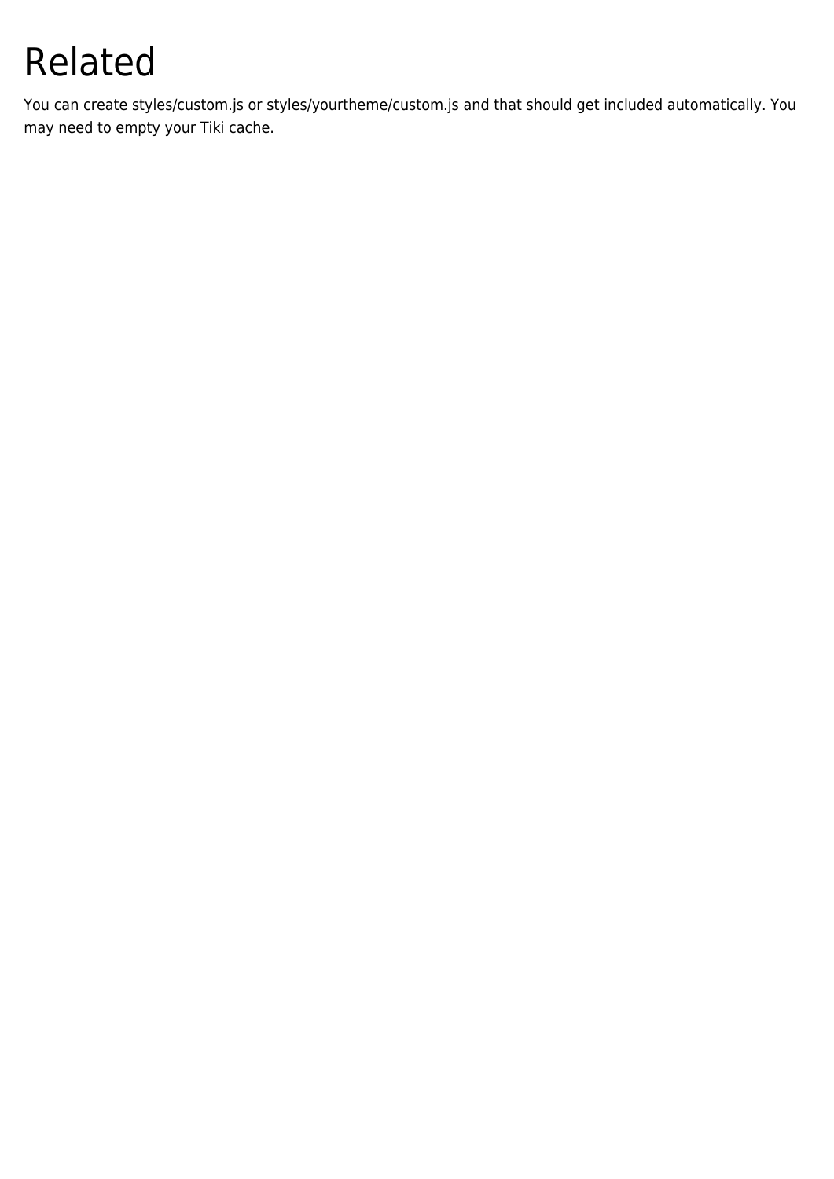# Related

You can create styles/custom.js or styles/yourtheme/custom.js and that should get included automatically. You may need to empty your Tiki cache.